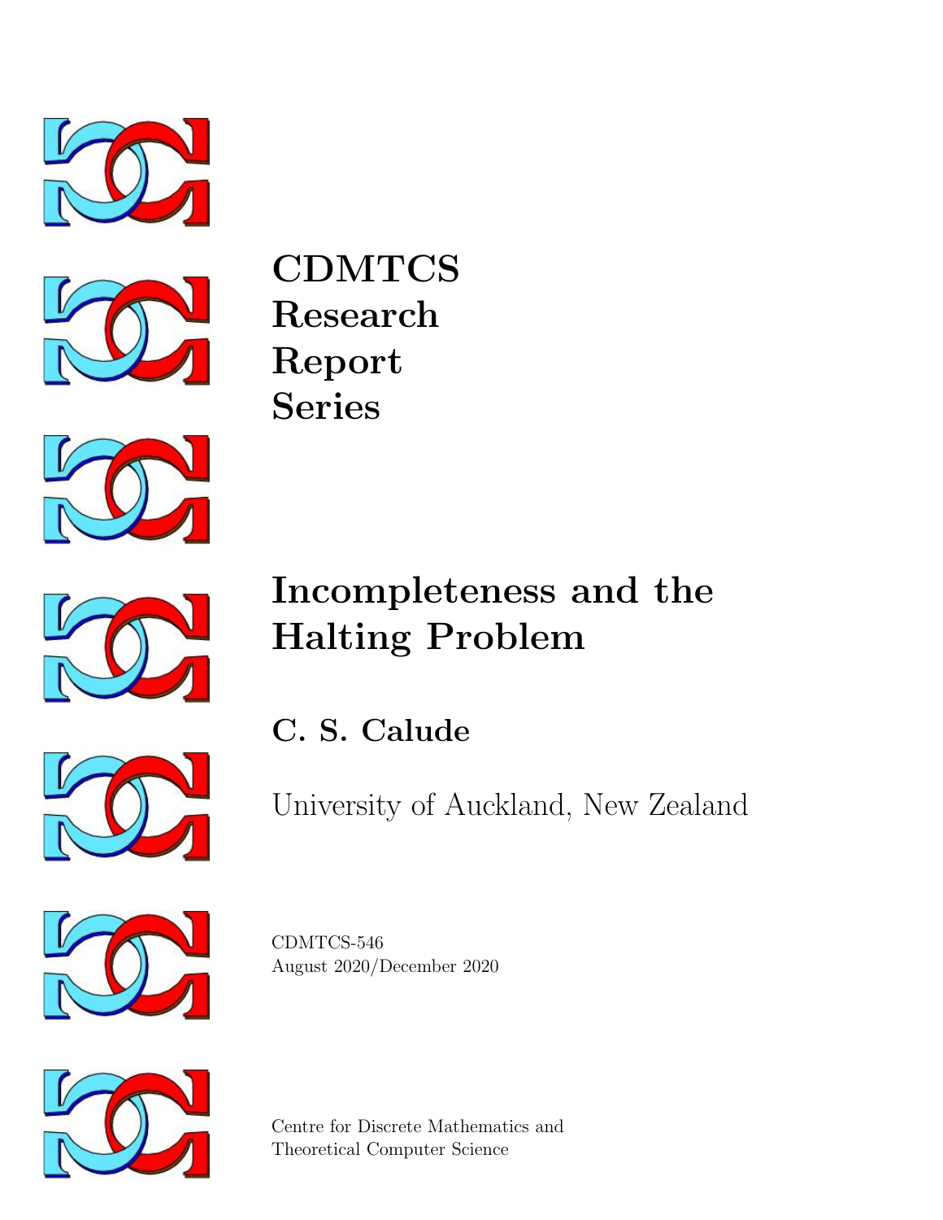**CDMTCS**
**Research**
**Report**
**Series**

# Incompleteness and the Halting Problem

## C. S. Calude

University of Auckland, New Zealand

CDMTCS-546
August 2020/December 2020

Centre for Discrete Mathematics and
Theoretical Computer Science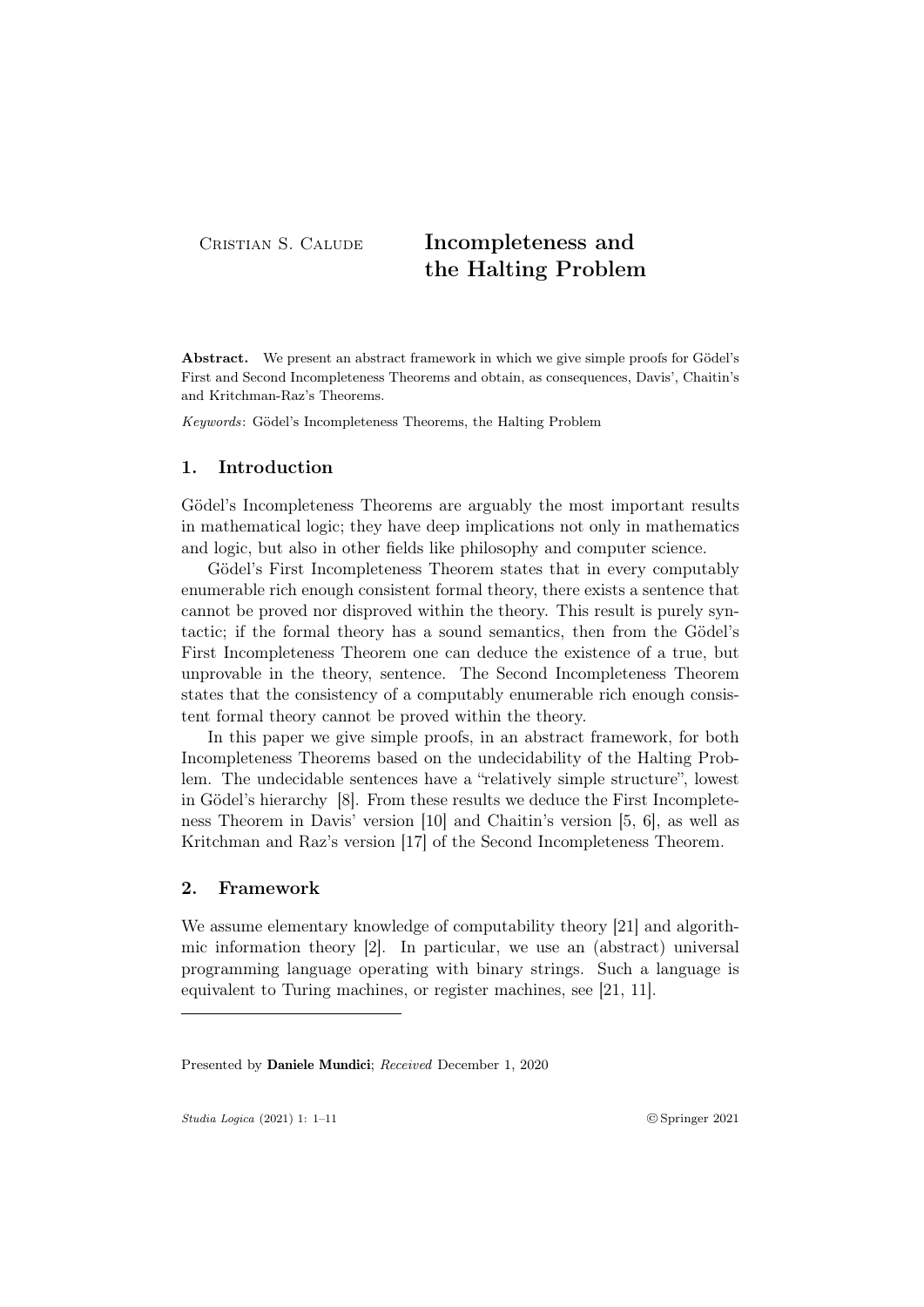Cristian S. Calude

# Incompleteness and the Halting Problem

**Abstract.** We present an abstract framework in which we give simple proofs for Gödel's First and Second Incompleteness Theorems and obtain, as consequences, Davis', Chaitin's and Kritchman-Raz's Theorems.

*Keywords*: Gödel's Incompleteness Theorems, the Halting Problem

## 1. Introduction

Gödel's Incompleteness Theorems are arguably the most important results in mathematical logic; they have deep implications not only in mathematics and logic, but also in other fields like philosophy and computer science.

Gödel's First Incompleteness Theorem states that in every computably enumerable rich enough consistent formal theory, there exists a sentence that cannot be proved nor disproved within the theory. This result is purely syntactic; if the formal theory has a sound semantics, then from the Gödel's First Incompleteness Theorem one can deduce the existence of a true, but unprovable in the theory, sentence. The Second Incompleteness Theorem states that the consistency of a computably enumerable rich enough consistent formal theory cannot be proved within the theory.

In this paper we give simple proofs, in an abstract framework, for both Incompleteness Theorems based on the undecidability of the Halting Problem. The undecidable sentences have a "relatively simple structure", lowest in Gödel's hierarchy [8]. From these results we deduce the First Incompleteness Theorem in Davis' version [10] and Chaitin's version [5, 6], as well as Kritchman and Raz's version [17] of the Second Incompleteness Theorem.

## 2. Framework

We assume elementary knowledge of computability theory [21] and algorithmic information theory [2]. In particular, we use an (abstract) universal programming language operating with binary strings. Such a language is equivalent to Turing machines, or register machines, see [21, 11].

Presented by **Daniele Mundici**; *Received* December 1, 2020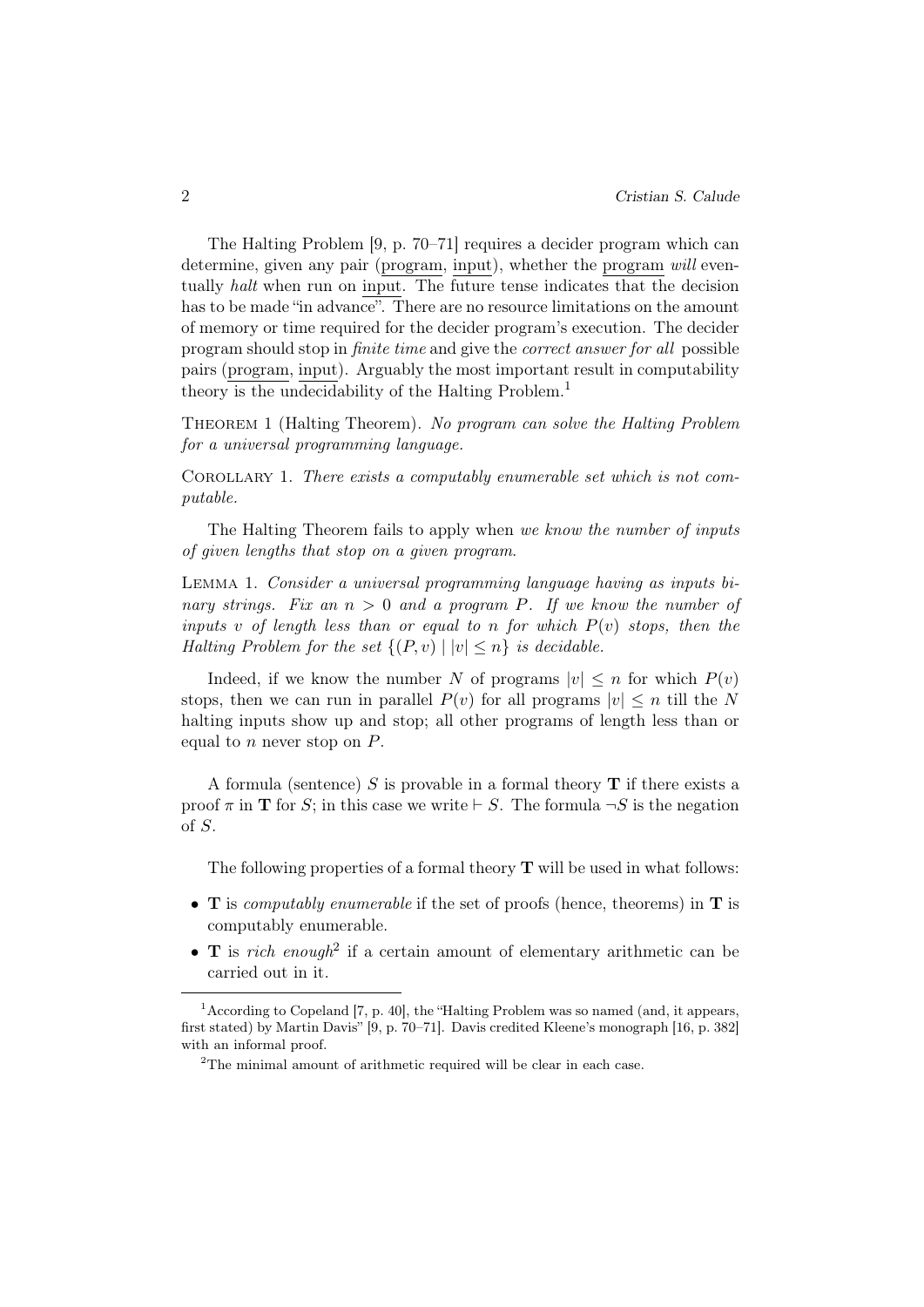The Halting Problem [9, p. 70–71] requires a decider program which can determine, given any pair (program, input), whether the program *will* eventually *halt* when run on input. The future tense indicates that the decision has to be made "in advance". There are no resource limitations on the amount of memory or time required for the decider program's execution. The decider program should stop in *finite time* and give the *correct answer for all* possible pairs (program, input). Arguably the most important result in computability theory is the undecidability of the Halting Problem.[1]

THEOREM 1 (Halting Theorem). *No program can solve the Halting Problem for a universal programming language.*

COROLLARY 1. *There exists a computably enumerable set which is not computable.*

The Halting Theorem fails to apply when *we know the number of inputs of given lengths that stop on a given program*.

LEMMA 1. *Consider a universal programming language having as inputs binary strings. Fix an $n > 0$ and a program $P$. If we know the number of inputs $v$ of length less than or equal to $n$ for which $P(v)$ stops, then the Halting Problem for the set $\{(P, v) \mid |v| \leq n\}$ is decidable.*

Indeed, if we know the number $N$ of programs $|v| \leq n$ for which $P(v)$ stops, then we can run in parallel $P(v)$ for all programs $|v| \leq n$ till the $N$ halting inputs show up and stop; all other programs of length less than or equal to $n$ never stop on $P$.

A formula (sentence) $S$ is provable in a formal theory $\mathbf{T}$ if there exists a proof $\pi$ in $\mathbf{T}$ for $S$; in this case we write $\vdash S$. The formula $\neg S$ is the negation of $S$.

The following properties of a formal theory $\mathbf{T}$ will be used in what follows:

- $\mathbf{T}$ is *computably enumerable* if the set of proofs (hence, theorems) in $\mathbf{T}$ is computably enumerable.
- $\mathbf{T}$ is *rich enough*[2] if a certain amount of elementary arithmetic can be carried out in it.

[1] According to Copeland [7, p. 40], the "Halting Problem was so named (and, it appears, first stated) by Martin Davis" [9, p. 70–71]. Davis credited Kleene's monograph [16, p. 382] with an informal proof.

[2] The minimal amount of arithmetic required will be clear in each case.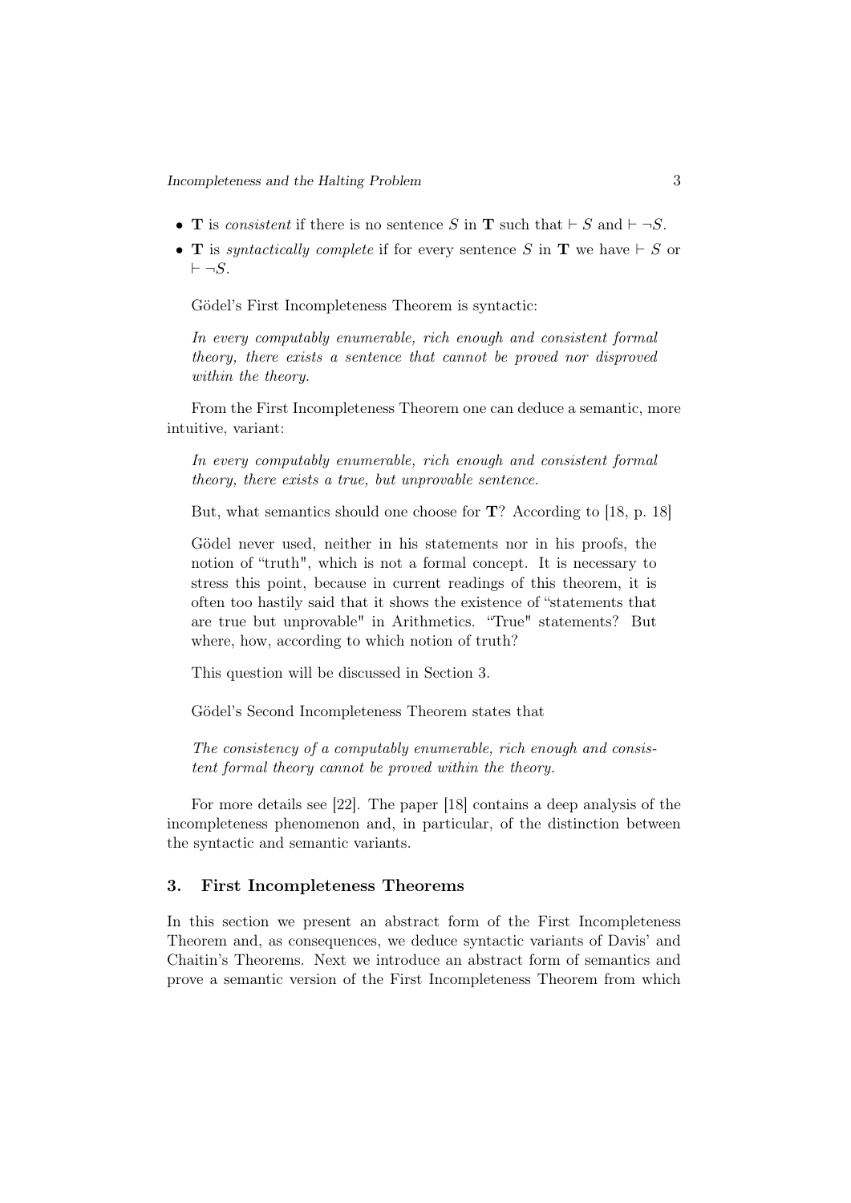- $\mathbf{T}$ is *consistent* if there is no sentence $S$ in $\mathbf{T}$ such that $\vdash S$ and $\vdash \neg S$.
- $\mathbf{T}$ is *syntactically complete* if for every sentence $S$ in $\mathbf{T}$ we have $\vdash S$ or $\vdash \neg S$.

Gödel's First Incompleteness Theorem is syntactic:

> *In every computably enumerable, rich enough and consistent formal theory, there exists a sentence that cannot be proved nor disproved within the theory.*

From the First Incompleteness Theorem one can deduce a semantic, more intuitive, variant:

> *In every computably enumerable, rich enough and consistent formal theory, there exists a true, but unprovable sentence.*

But, what semantics should one choose for $\mathbf{T}$? According to [18, p. 18]

> Gödel never used, neither in his statements nor in his proofs, the notion of "truth", which is not a formal concept. It is necessary to stress this point, because in current readings of this theorem, it is often too hastily said that it shows the existence of "statements that are true but unprovable" in Arithmetics. "True" statements? But where, how, according to which notion of truth?

This question will be discussed in Section 3.

Gödel's Second Incompleteness Theorem states that

> *The consistency of a computably enumerable, rich enough and consistent formal theory cannot be proved within the theory.*

For more details see [22]. The paper [18] contains a deep analysis of the incompleteness phenomenon and, in particular, of the distinction between the syntactic and semantic variants.

## 3. First Incompleteness Theorems

In this section we present an abstract form of the First Incompleteness Theorem and, as consequences, we deduce syntactic variants of Davis' and Chaitin's Theorems. Next we introduce an abstract form of semantics and prove a semantic version of the First Incompleteness Theorem from which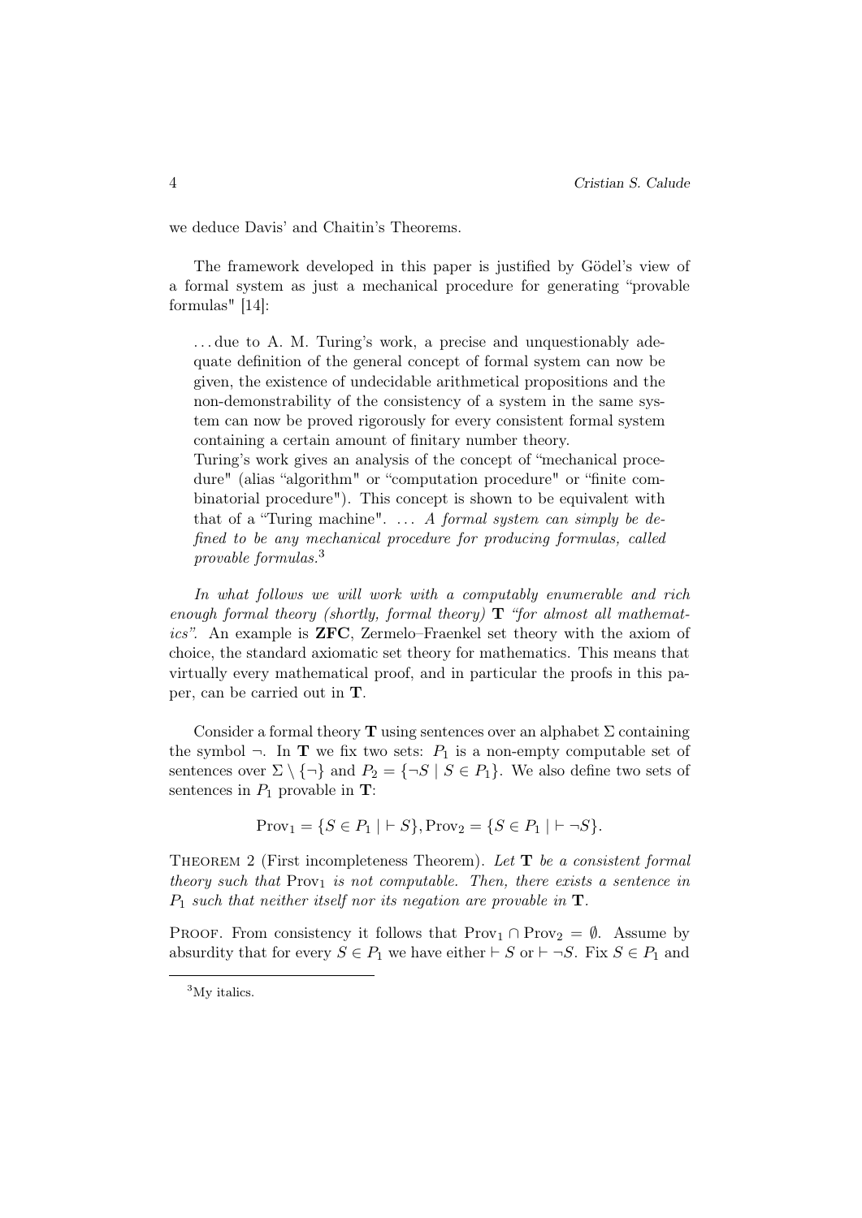we deduce Davis' and Chaitin's Theorems.

The framework developed in this paper is justified by Gödel's view of a formal system as just a mechanical procedure for generating "provable formulas" [14]:

> ... due to A. M. Turing's work, a precise and unquestionably adequate definition of the general concept of formal system can now be given, the existence of undecidable arithmetical propositions and the non-demonstrability of the consistency of a system in the same system can now be proved rigorously for every consistent formal system containing a certain amount of finitary number theory.
>
> Turing's work gives an analysis of the concept of "mechanical procedure" (alias "algorithm" or "computation procedure" or "finite combinatorial procedure"). This concept is shown to be equivalent with that of a "Turing machine". ... *A formal system can simply be defined to be any mechanical procedure for producing formulas, called provable formulas.*[3]

*In what follows we will work with a computably enumerable and rich enough formal theory (shortly, formal theory)* **T** *"for almost all mathematics"*. An example is **ZFC**, Zermelo–Fraenkel set theory with the axiom of choice, the standard axiomatic set theory for mathematics. This means that virtually every mathematical proof, and in particular the proofs in this paper, can be carried out in **T**.

Consider a formal theory **T** using sentences over an alphabet $\Sigma$ containing the symbol $\neg$. In **T** we fix two sets: $P_1$ is a non-empty computable set of sentences over $\Sigma \setminus \{\neg\}$ and $P_2 = \{\neg S \mid S \in P_1\}$. We also define two sets of sentences in $P_1$ provable in **T**:

$$\mathrm{Prov}_1 = \{S \in P_1 \mid \vdash S\}, \mathrm{Prov}_2 = \{S \in P_1 \mid \vdash \neg S\}.$$

Theorem 2 (First incompleteness Theorem). *Let* **T** *be a consistent formal theory such that* $\mathrm{Prov}_1$ *is not computable. Then, there exists a sentence in* $P_1$ *such that neither itself nor its negation are provable in* **T**.

Proof. From consistency it follows that $\mathrm{Prov}_1 \cap \mathrm{Prov}_2 = \emptyset$. Assume by absurdity that for every $S \in P_1$ we have either $\vdash S$ or $\vdash \neg S$. Fix $S \in P_1$ and

[3] My italics.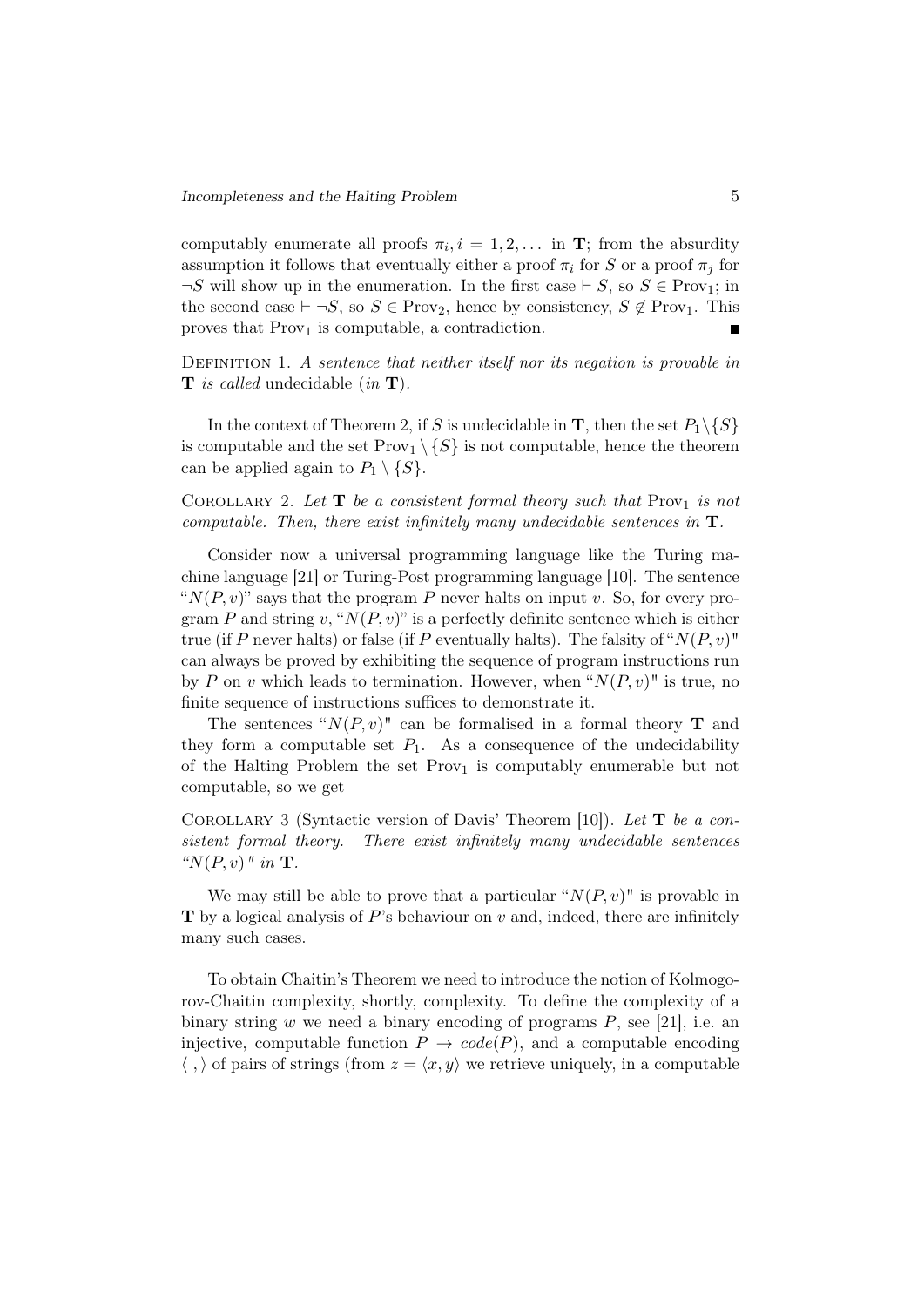computably enumerate all proofs $\pi_i, i = 1, 2, \ldots$ in $\mathbf{T}$; from the absurdity assumption it follows that eventually either a proof $\pi_i$ for $S$ or a proof $\pi_j$ for $\neg S$ will show up in the enumeration. In the first case $\vdash S$, so $S \in \text{Prov}_1$; in the second case $\vdash \neg S$, so $S \in \text{Prov}_2$, hence by consistency, $S \notin \text{Prov}_1$. This proves that $\text{Prov}_1$ is computable, a contradiction. ∎

Definition 1. *A sentence that neither itself nor its negation is provable in* $\mathbf{T}$ *is called* undecidable *(in* $\mathbf{T}$*).*

In the context of Theorem 2, if $S$ is undecidable in $\mathbf{T}$, then the set $P_1 \setminus \{S\}$ is computable and the set $\text{Prov}_1 \setminus \{S\}$ is not computable, hence the theorem can be applied again to $P_1 \setminus \{S\}$.

Corollary 2. *Let* $\mathbf{T}$ *be a consistent formal theory such that* $\text{Prov}_1$ *is not computable. Then, there exist infinitely many undecidable sentences in* $\mathbf{T}$.

Consider now a universal programming language like the Turing machine language [21] or Turing-Post programming language [10]. The sentence "$N(P, v)$" says that the program $P$ never halts on input $v$. So, for every program $P$ and string $v$, "$N(P, v)$" is a perfectly definite sentence which is either true (if $P$ never halts) or false (if $P$ eventually halts). The falsity of "$N(P, v)$" can always be proved by exhibiting the sequence of program instructions run by $P$ on $v$ which leads to termination. However, when "$N(P, v)$" is true, no finite sequence of instructions suffices to demonstrate it.

The sentences "$N(P, v)$" can be formalised in a formal theory $\mathbf{T}$ and they form a computable set $P_1$. As a consequence of the undecidability of the Halting Problem the set $\text{Prov}_1$ is computably enumerable but not computable, so we get

Corollary 3 (Syntactic version of Davis' Theorem [10]). *Let* $\mathbf{T}$ *be a consistent formal theory. There exist infinitely many undecidable sentences "*$N(P, v)$*" in* $\mathbf{T}$.

We may still be able to prove that a particular "$N(P, v)$" is provable in $\mathbf{T}$ by a logical analysis of $P$'s behaviour on $v$ and, indeed, there are infinitely many such cases.

To obtain Chaitin's Theorem we need to introduce the notion of Kolmogorov-Chaitin complexity, shortly, complexity. To define the complexity of a binary string $w$ we need a binary encoding of programs $P$, see [21], i.e. an injective, computable function $P \to code(P)$, and a computable encoding $\langle \, , \rangle$ of pairs of strings (from $z = \langle x, y \rangle$ we retrieve uniquely, in a computable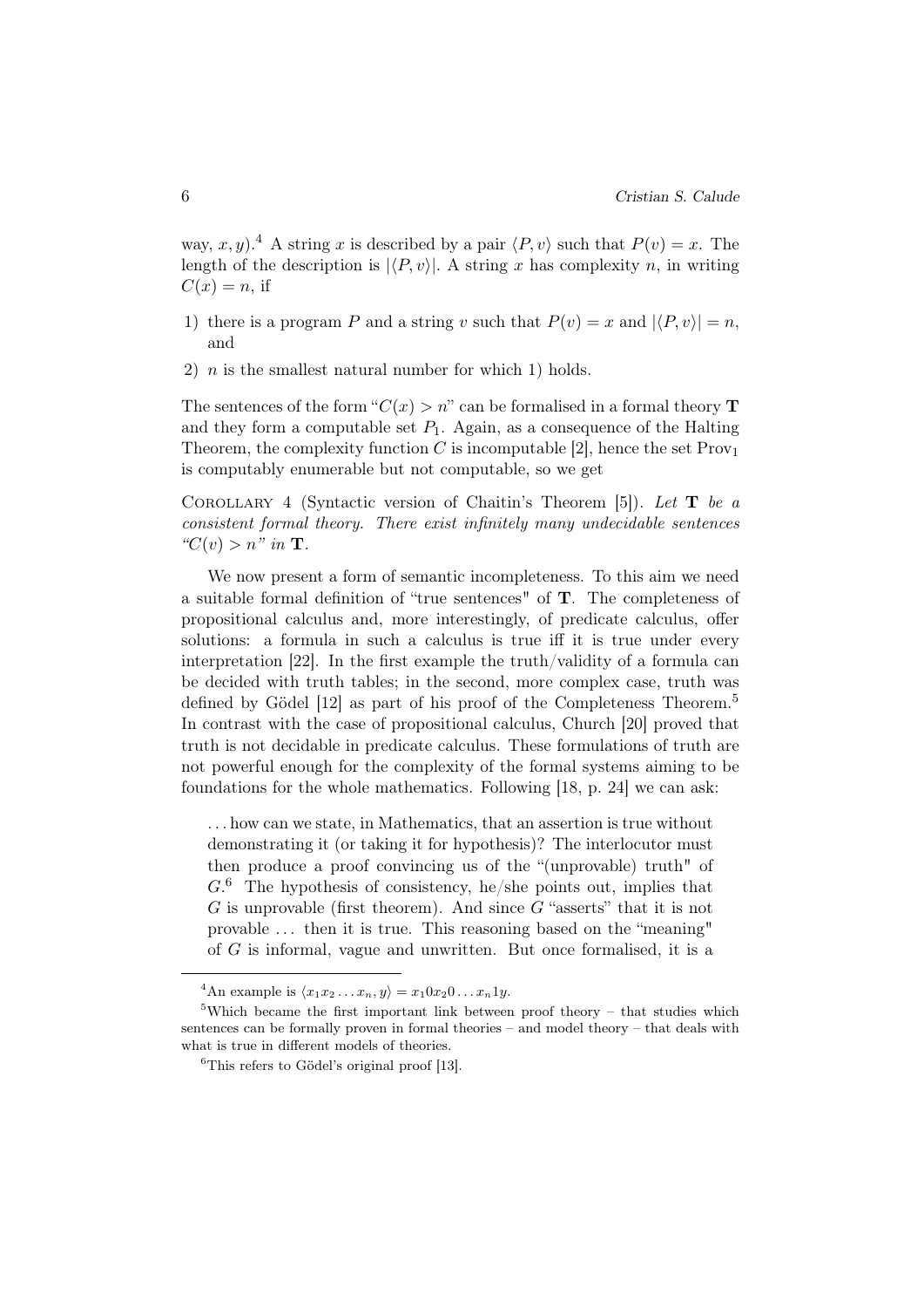way, $x, y$).[4] A string $x$ is described by a pair $\langle P, v\rangle$ such that $P(v) = x$. The length of the description is $|\langle P, v\rangle|$. A string $x$ has complexity $n$, in writing $C(x) = n$, if

1) there is a program $P$ and a string $v$ such that $P(v) = x$ and $|\langle P, v\rangle| = n$, and
2) $n$ is the smallest natural number for which 1) holds.

The sentences of the form "$C(x) > n$" can be formalised in a formal theory $\mathbf{T}$ and they form a computable set $P_1$. Again, as a consequence of the Halting Theorem, the complexity function $C$ is incomputable [2], hence the set $\mathrm{Prov}_1$ is computably enumerable but not computable, so we get

Corollary 4 (Syntactic version of Chaitin's Theorem [5]). *Let* $\mathbf{T}$ *be a consistent formal theory. There exist infinitely many undecidable sentences "*$C(v) > n$*" in* $\mathbf{T}$.

We now present a form of semantic incompleteness. To this aim we need a suitable formal definition of "true sentences" of $\mathbf{T}$. The completeness of propositional calculus and, more interestingly, of predicate calculus, offer solutions: a formula in such a calculus is true iff it is true under every interpretation [22]. In the first example the truth/validity of a formula can be decided with truth tables; in the second, more complex case, truth was defined by Gödel [12] as part of his proof of the Completeness Theorem.[5] In contrast with the case of propositional calculus, Church [20] proved that truth is not decidable in predicate calculus. These formulations of truth are not powerful enough for the complexity of the formal systems aiming to be foundations for the whole mathematics. Following [18, p. 24] we can ask:

> ...how can we state, in Mathematics, that an assertion is true without demonstrating it (or taking it for hypothesis)? The interlocutor must then produce a proof convincing us of the "(unprovable) truth" of $G$.[6] The hypothesis of consistency, he/she points out, implies that $G$ is unprovable (first theorem). And since $G$ "asserts" that it is not provable ... then it is true. This reasoning based on the "meaning" of $G$ is informal, vague and unwritten. But once formalised, it is a

[4] An example is $\langle x_1x_2\ldots x_n, y\rangle = x_10x_20\ldots x_n1y$.

[5] Which became the first important link between proof theory – that studies which sentences can be formally proven in formal theories – and model theory – that deals with what is true in different models of theories.

[6] This refers to Gödel's original proof [13].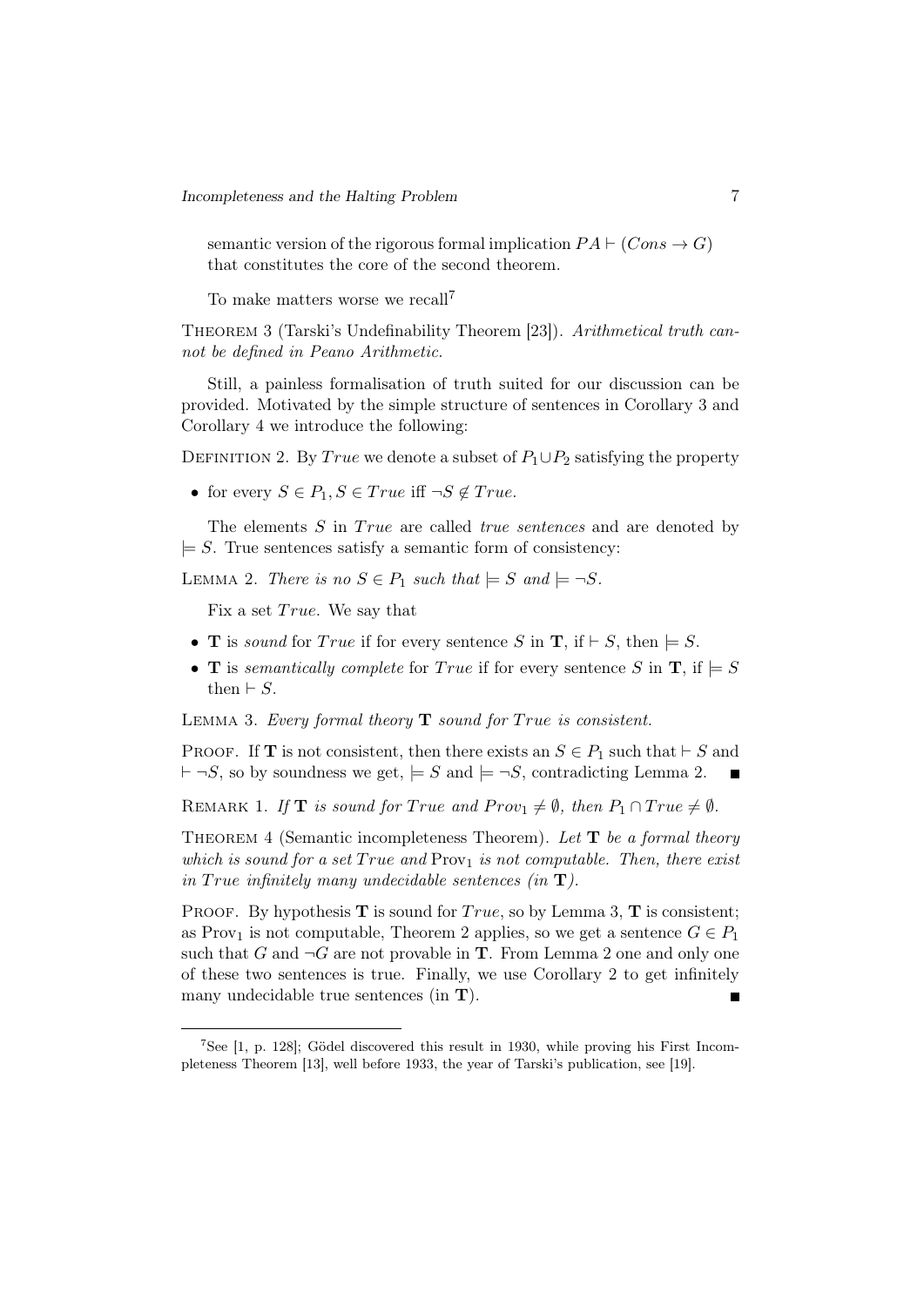semantic version of the rigorous formal implication $PA \vdash (Cons \rightarrow G)$ that constitutes the core of the second theorem.

To make matters worse we recall[7]

Theorem 3 (Tarski's Undefinability Theorem [23]). *Arithmetical truth cannot be defined in Peano Arithmetic.*

Still, a painless formalisation of truth suited for our discussion can be provided. Motivated by the simple structure of sentences in Corollary 3 and Corollary 4 we introduce the following:

Definition 2. By $True$ we denote a subset of $P_1 \cup P_2$ satisfying the property

- for every $S \in P_1, S \in True$ iff $\neg S \notin True$.

The elements $S$ in $True$ are called *true sentences* and are denoted by $\models S$. True sentences satisfy a semantic form of consistency:

Lemma 2. *There is no $S \in P_1$ such that $\models S$ and $\models \neg S$.*

Fix a set $True$. We say that

- $\mathbf{T}$ is *sound* for $True$ if for every sentence $S$ in $\mathbf{T}$, if $\vdash S$, then $\models S$.
- $\mathbf{T}$ is *semantically complete* for $True$ if for every sentence $S$ in $\mathbf{T}$, if $\models S$ then $\vdash S$.

Lemma 3. *Every formal theory $\mathbf{T}$ sound for $True$ is consistent.*

Proof. If $\mathbf{T}$ is not consistent, then there exists an $S \in P_1$ such that $\vdash S$ and $\vdash \neg S$, so by soundness we get, $\models S$ and $\models \neg S$, contradicting Lemma 2. ∎

Remark 1. *If $\mathbf{T}$ is sound for $True$ and $Prov_1 \neq \emptyset$, then $P_1 \cap True \neq \emptyset$.*

Theorem 4 (Semantic incompleteness Theorem). *Let $\mathbf{T}$ be a formal theory which is sound for a set $True$ and $\mathrm{Prov}_1$ is not computable. Then, there exist in $True$ infinitely many undecidable sentences (in $\mathbf{T}$).*

Proof. By hypothesis $\mathbf{T}$ is sound for $True$, so by Lemma 3, $\mathbf{T}$ is consistent; as $\mathrm{Prov}_1$ is not computable, Theorem 2 applies, so we get a sentence $G \in P_1$ such that $G$ and $\neg G$ are not provable in $\mathbf{T}$. From Lemma 2 one and only one of these two sentences is true. Finally, we use Corollary 2 to get infinitely many undecidable true sentences (in $\mathbf{T}$). ∎

---

[7] See [1, p. 128]; Gödel discovered this result in 1930, while proving his First Incompleteness Theorem [13], well before 1933, the year of Tarski's publication, see [19].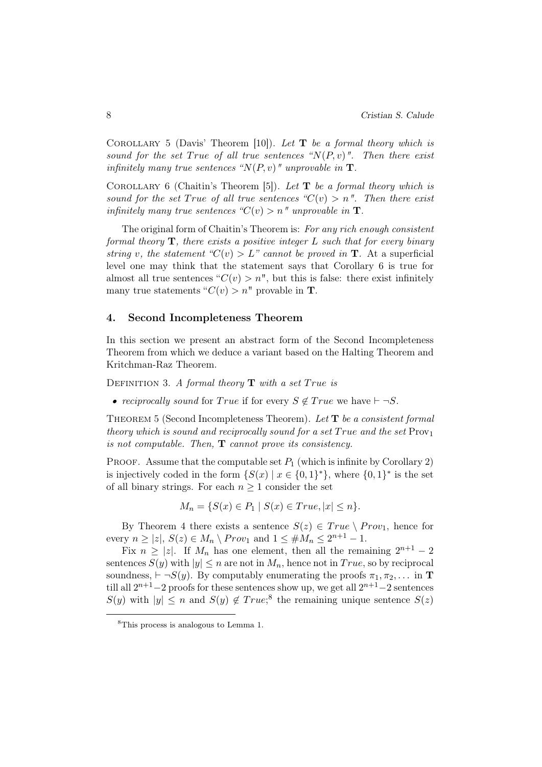COROLLARY 5 (Davis' Theorem [10]). *Let* $\mathbf{T}$ *be a formal theory which is sound for the set* $True$ *of all true sentences "*$N(P,v)$*". Then there exist infinitely many true sentences "*$N(P,v)$*" unprovable in* $\mathbf{T}$.

COROLLARY 6 (Chaitin's Theorem [5]). *Let* $\mathbf{T}$ *be a formal theory which is sound for the set* $True$ *of all true sentences "*$C(v) > n$*". Then there exist infinitely many true sentences "*$C(v) > n$*" unprovable in* $\mathbf{T}$.

The original form of Chaitin's Theorem is: *For any rich enough consistent formal theory* $\mathbf{T}$*, there exists a positive integer* $L$ *such that for every binary string* $v$*, the statement "*$C(v) > L$*" cannot be proved in* $\mathbf{T}$. At a superficial level one may think that the statement says that Corollary 6 is true for almost all true sentences "$C(v) > n$", but this is false: there exist infinitely many true statements "$C(v) > n$" provable in $\mathbf{T}$.

## 4. Second Incompleteness Theorem

In this section we present an abstract form of the Second Incompleteness Theorem from which we deduce a variant based on the Halting Theorem and Kritchman-Raz Theorem.

DEFINITION 3. *A formal theory* $\mathbf{T}$ *with a set* $True$ *is*

- *reciprocally sound* for $True$ if for every $S \notin True$ we have $\vdash \neg S$.

THEOREM 5 (Second Incompleteness Theorem). *Let* $\mathbf{T}$ *be a consistent formal theory which is sound and reciprocally sound for a set* $True$ *and the set* $\mathrm{Prov}_1$ *is not computable. Then,* $\mathbf{T}$ *cannot prove its consistency.*

PROOF. Assume that the computable set $P_1$ (which is infinite by Corollary 2) is injectively coded in the form $\{S(x) \mid x \in \{0,1\}^*\}$, where $\{0,1\}^*$ is the set of all binary strings. For each $n \geq 1$ consider the set

$$M_n = \{S(x) \in P_1 \mid S(x) \in True, |x| \leq n\}.$$

By Theorem 4 there exists a sentence $S(z) \in True \setminus Prov_1$, hence for every $n \geq |z|$, $S(z) \in M_n \setminus Prov_1$ and $1 \leq \# M_n \leq 2^{n+1} - 1$.

Fix $n \geq |z|$. If $M_n$ has one element, then all the remaining $2^{n+1} - 2$ sentences $S(y)$ with $|y| \leq n$ are not in $M_n$, hence not in $True$, so by reciprocal soundness, $\vdash \neg S(y)$. By computably enumerating the proofs $\pi_1, \pi_2, \ldots$ in $\mathbf{T}$ till all $2^{n+1}-2$ proofs for these sentences show up, we get all $2^{n+1}-2$ sentences $S(y)$ with $|y| \leq n$ and $S(y) \notin True$;[8] the remaining unique sentence $S(z)$

[8] This process is analogous to Lemma 1.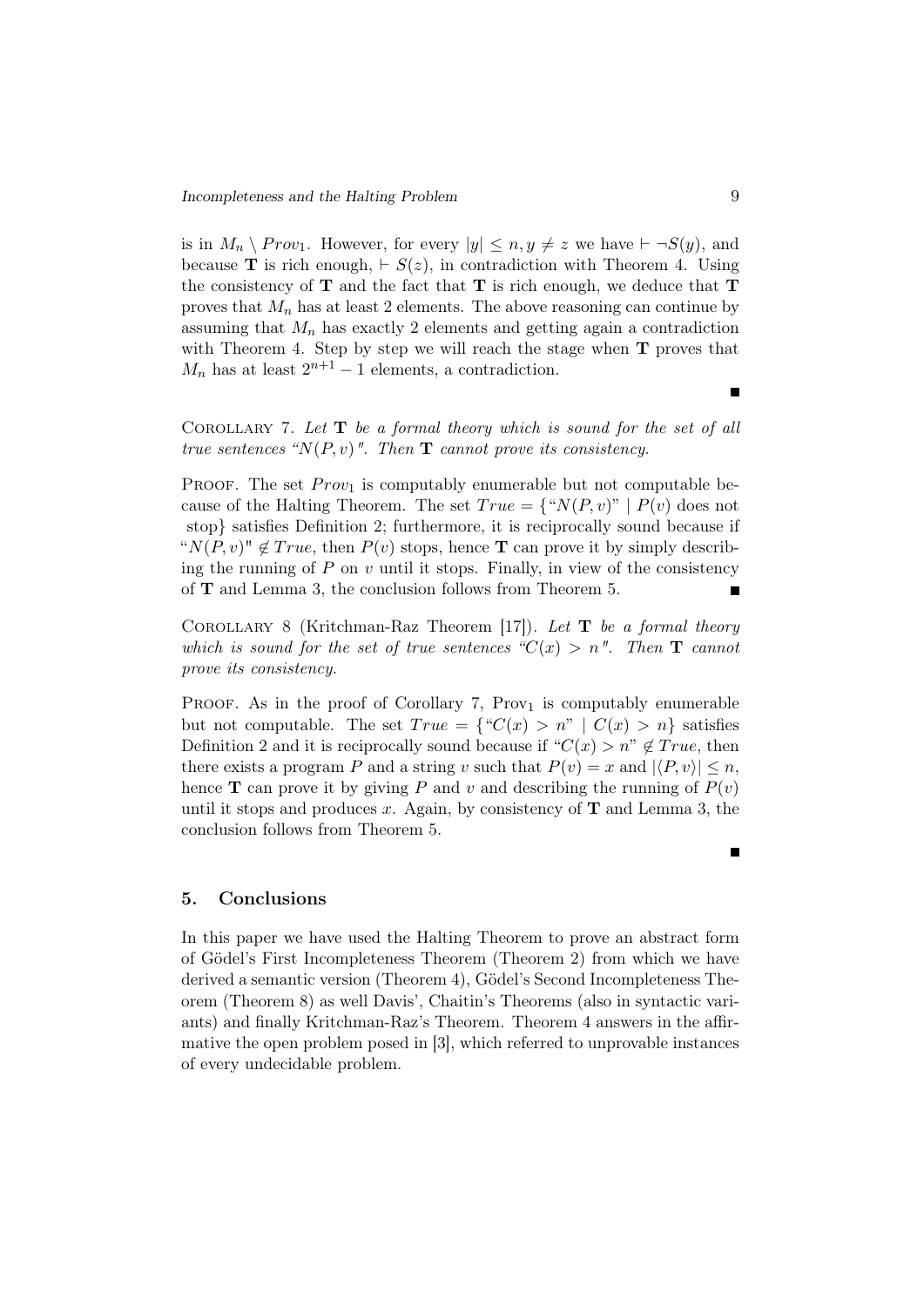is in $M_n \setminus Prov_1$. However, for every $|y| \leq n, y \neq z$ we have $\vdash \neg S(y)$, and because **T** is rich enough, $\vdash S(z)$, in contradiction with Theorem 4. Using the consistency of **T** and the fact that **T** is rich enough, we deduce that **T** proves that $M_n$ has at least 2 elements. The above reasoning can continue by assuming that $M_n$ has exactly 2 elements and getting again a contradiction with Theorem 4. Step by step we will reach the stage when **T** proves that $M_n$ has at least $2^{n+1} - 1$ elements, a contradiction. ∎

COROLLARY 7. *Let* **T** *be a formal theory which is sound for the set of all true sentences "$N(P, v)$". Then* **T** *cannot prove its consistency.*

PROOF. The set $Prov_1$ is computably enumerable but not computable because of the Halting Theorem. The set $True = \{$"$N(P, v)$" $\mid P(v)$ does not stop$\}$ satisfies Definition 2; furthermore, it is reciprocally sound because if "$N(P, v)$" $\notin True$, then $P(v)$ stops, hence **T** can prove it by simply describing the running of $P$ on $v$ until it stops. Finally, in view of the consistency of **T** and Lemma 3, the conclusion follows from Theorem 5. ∎

COROLLARY 8 (Kritchman-Raz Theorem [17]). *Let* **T** *be a formal theory which is sound for the set of true sentences "$C(x) > n$". Then* **T** *cannot prove its consistency.*

PROOF. As in the proof of Corollary 7, $\text{Prov}_1$ is computably enumerable but not computable. The set $True = \{$"$C(x) > n$" $\mid C(x) > n\}$ satisfies Definition 2 and it is reciprocally sound because if "$C(x) > n$" $\notin True$, then there exists a program $P$ and a string $v$ such that $P(v) = x$ and $|\langle P, v\rangle| \leq n$, hence **T** can prove it by giving $P$ and $v$ and describing the running of $P(v)$ until it stops and produces $x$. Again, by consistency of **T** and Lemma 3, the conclusion follows from Theorem 5. ∎

## 5. Conclusions

In this paper we have used the Halting Theorem to prove an abstract form of Gödel's First Incompleteness Theorem (Theorem 2) from which we have derived a semantic version (Theorem 4), Gödel's Second Incompleteness Theorem (Theorem 8) as well Davis', Chaitin's Theorems (also in syntactic variants) and finally Kritchman-Raz's Theorem. Theorem 4 answers in the affirmative the open problem posed in [3], which referred to unprovable instances of every undecidable problem.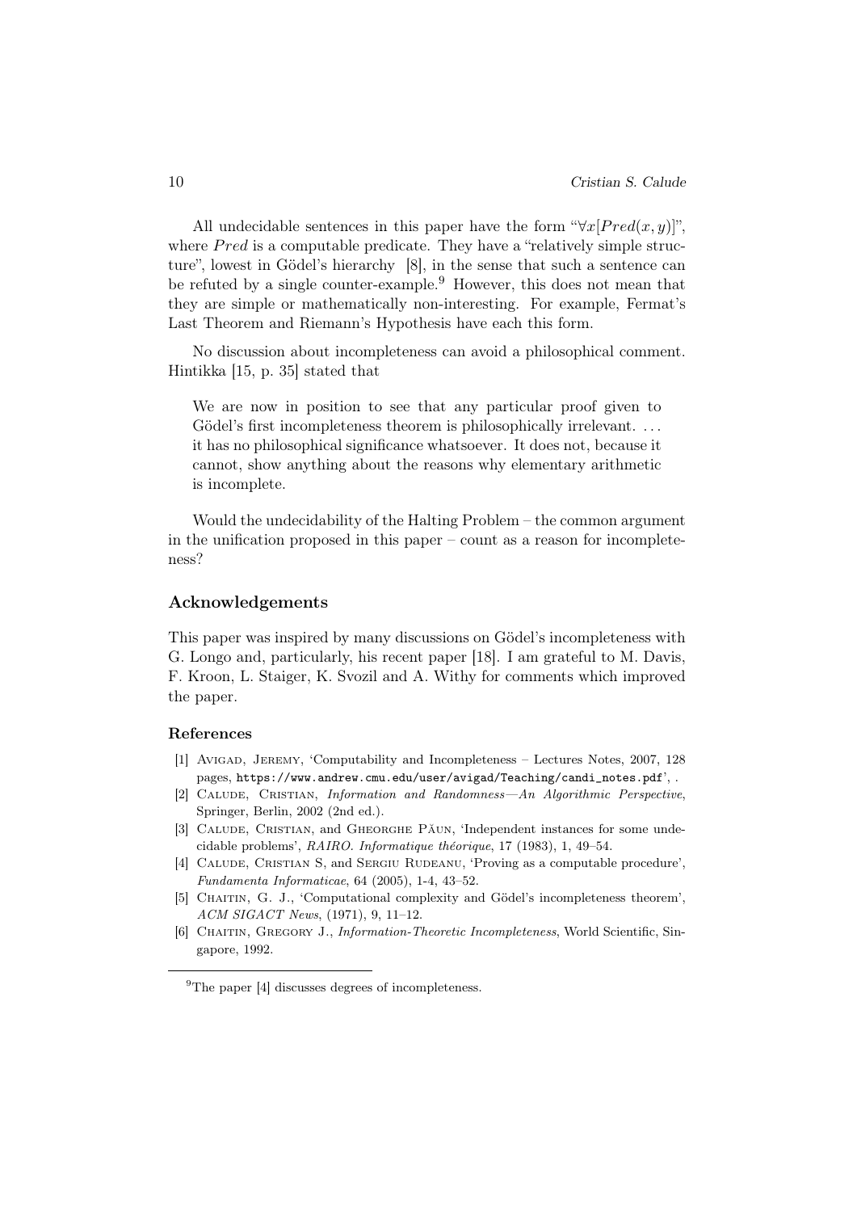All undecidable sentences in this paper have the form "$\forall x[Pred(x, y)]$", where $Pred$ is a computable predicate. They have a "relatively simple structure", lowest in Gödel's hierarchy [8], in the sense that such a sentence can be refuted by a single counter-example.[9] However, this does not mean that they are simple or mathematically non-interesting. For example, Fermat's Last Theorem and Riemann's Hypothesis have each this form.

No discussion about incompleteness can avoid a philosophical comment. Hintikka [15, p. 35] stated that

> We are now in position to see that any particular proof given to Gödel's first incompleteness theorem is philosophically irrelevant. ... it has no philosophical significance whatsoever. It does not, because it cannot, show anything about the reasons why elementary arithmetic is incomplete.

Would the undecidability of the Halting Problem – the common argument in the unification proposed in this paper – count as a reason for incompleteness?

## Acknowledgements

This paper was inspired by many discussions on Gödel's incompleteness with G. Longo and, particularly, his recent paper [18]. I am grateful to M. Davis, F. Kroon, L. Staiger, K. Svozil and A. Withy for comments which improved the paper.

### References

[1] Avigad, Jeremy, 'Computability and Incompleteness – Lectures Notes, 2007, 128 pages, `https://www.andrew.cmu.edu/user/avigad/Teaching/candi_notes.pdf`', .

[2] Calude, Cristian, *Information and Randomness—An Algorithmic Perspective*, Springer, Berlin, 2002 (2nd ed.).

[3] Calude, Cristian, and Gheorghe Păun, 'Independent instances for some undecidable problems', *RAIRO. Informatique théorique*, 17 (1983), 1, 49–54.

[4] Calude, Cristian S, and Sergiu Rudeanu, 'Proving as a computable procedure', *Fundamenta Informaticae*, 64 (2005), 1-4, 43–52.

[5] Chaitin, G. J., 'Computational complexity and Gödel's incompleteness theorem', *ACM SIGACT News*, (1971), 9, 11–12.

[6] Chaitin, Gregory J., *Information-Theoretic Incompleteness*, World Scientific, Singapore, 1992.

[9] The paper [4] discusses degrees of incompleteness.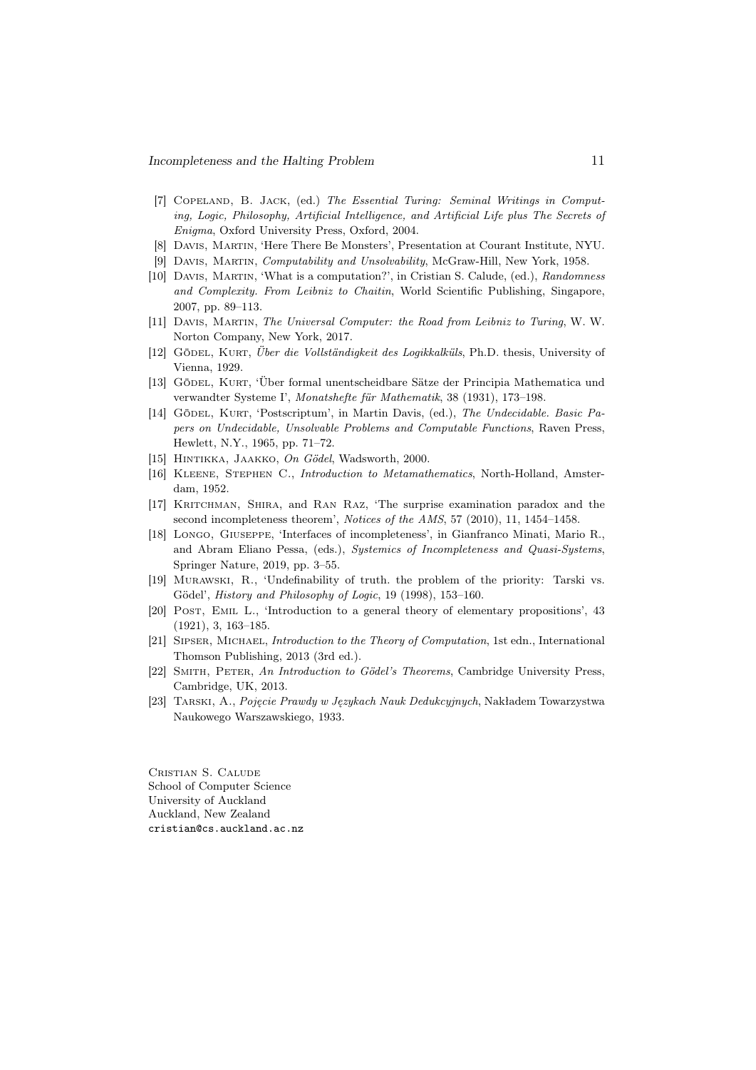[7] Copeland, B. Jack, (ed.) *The Essential Turing: Seminal Writings in Computing, Logic, Philosophy, Artificial Intelligence, and Artificial Life plus The Secrets of Enigma*, Oxford University Press, Oxford, 2004.

[8] Davis, Martin, 'Here There Be Monsters', Presentation at Courant Institute, NYU.

[9] Davis, Martin, *Computability and Unsolvability*, McGraw-Hill, New York, 1958.

[10] Davis, Martin, 'What is a computation?', in Cristian S. Calude, (ed.), *Randomness and Complexity. From Leibniz to Chaitin*, World Scientific Publishing, Singapore, 2007, pp. 89–113.

[11] Davis, Martin, *The Universal Computer: the Road from Leibniz to Turing*, W. W. Norton Company, New York, 2017.

[12] Gödel, Kurt, *Über die Vollständigkeit des Logikkalküls*, Ph.D. thesis, University of Vienna, 1929.

[13] Gödel, Kurt, 'Über formal unentscheidbare Sätze der Principia Mathematica und verwandter Systeme I', *Monatshefte für Mathematik*, 38 (1931), 173–198.

[14] Gödel, Kurt, 'Postscriptum', in Martin Davis, (ed.), *The Undecidable. Basic Papers on Undecidable, Unsolvable Problems and Computable Functions*, Raven Press, Hewlett, N.Y., 1965, pp. 71–72.

[15] Hintikka, Jaakko, *On Gödel*, Wadsworth, 2000.

[16] Kleene, Stephen C., *Introduction to Metamathematics*, North-Holland, Amsterdam, 1952.

[17] Kritchman, Shira, and Ran Raz, 'The surprise examination paradox and the second incompleteness theorem', *Notices of the AMS*, 57 (2010), 11, 1454–1458.

[18] Longo, Giuseppe, 'Interfaces of incompleteness', in Gianfranco Minati, Mario R., and Abram Eliano Pessa, (eds.), *Systemics of Incompleteness and Quasi-Systems*, Springer Nature, 2019, pp. 3–55.

[19] Murawski, R., 'Undefinability of truth. the problem of the priority: Tarski vs. Gödel', *History and Philosophy of Logic*, 19 (1998), 153–160.

[20] Post, Emil L., 'Introduction to a general theory of elementary propositions', 43 (1921), 3, 163–185.

[21] Sipser, Michael, *Introduction to the Theory of Computation*, 1st edn., International Thomson Publishing, 2013 (3rd ed.).

[22] Smith, Peter, *An Introduction to Gödel's Theorems*, Cambridge University Press, Cambridge, UK, 2013.

[23] Tarski, A., *Pojęcie Prawdy w Językach Nauk Dedukcyjnych*, Nakładem Towarzystwa Naukowego Warszawskiego, 1933.

Cristian S. Calude
School of Computer Science
University of Auckland
Auckland, New Zealand
cristian@cs.auckland.ac.nz